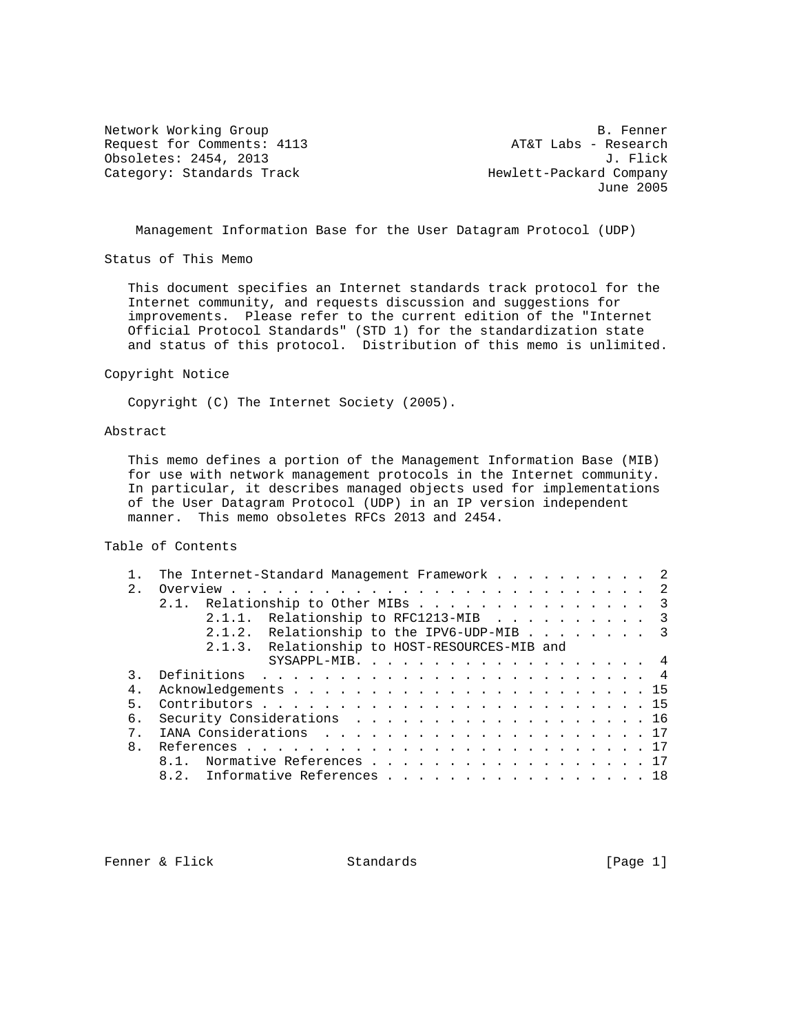Network Working Group B. Fenner
Request for Comments: 4113 AT&T Labs - Research
Obsoletes: 2454, 2013 J. Flick
Category: Standards Track Hewlett-Packard Company
June 2005

# Management Information Base for the User Datagram Protocol (UDP)

## Status of This Memo

This document specifies an Internet standards track protocol for the Internet community, and requests discussion and suggestions for improvements. Please refer to the current edition of the "Internet Official Protocol Standards" (STD 1) for the standardization state and status of this protocol. Distribution of this memo is unlimited.

## Copyright Notice

Copyright (C) The Internet Society (2005).

## Abstract

This memo defines a portion of the Management Information Base (MIB) for use with network management protocols in the Internet community. In particular, it describes managed objects used for implementations of the User Datagram Protocol (UDP) in an IP version independent manner. This memo obsoletes RFCs 2013 and 2454.

## Table of Contents

```
   1.  The Internet-Standard Management Framework . . . . . . . . . .  2
   2.  Overview . . . . . . . . . . . . . . . . . . . . . . . . . . .  2
       2.1.  Relationship to Other MIBs . . . . . . . . . . . . . . .  3
             2.1.1.  Relationship to RFC1213-MIB  . . . . . . . . . .  3
             2.1.2.  Relationship to the IPV6-UDP-MIB . . . . . . . .  3
             2.1.3.  Relationship to HOST-RESOURCES-MIB and
                     SYSAPPL-MIB. . . . . . . . . . . . . . . . . . .  4
   3.  Definitions  . . . . . . . . . . . . . . . . . . . . . . . . .  4
   4.  Acknowledgements . . . . . . . . . . . . . . . . . . . . . . . 15
   5.  Contributors . . . . . . . . . . . . . . . . . . . . . . . . . 15
   6.  Security Considerations  . . . . . . . . . . . . . . . . . . . 16
   7.  IANA Considerations  . . . . . . . . . . . . . . . . . . . . . 17
   8.  References . . . . . . . . . . . . . . . . . . . . . . . . . . 17
       8.1.  Normative References . . . . . . . . . . . . . . . . . . 17
       8.2.  Informative References . . . . . . . . . . . . . . . . . 18
```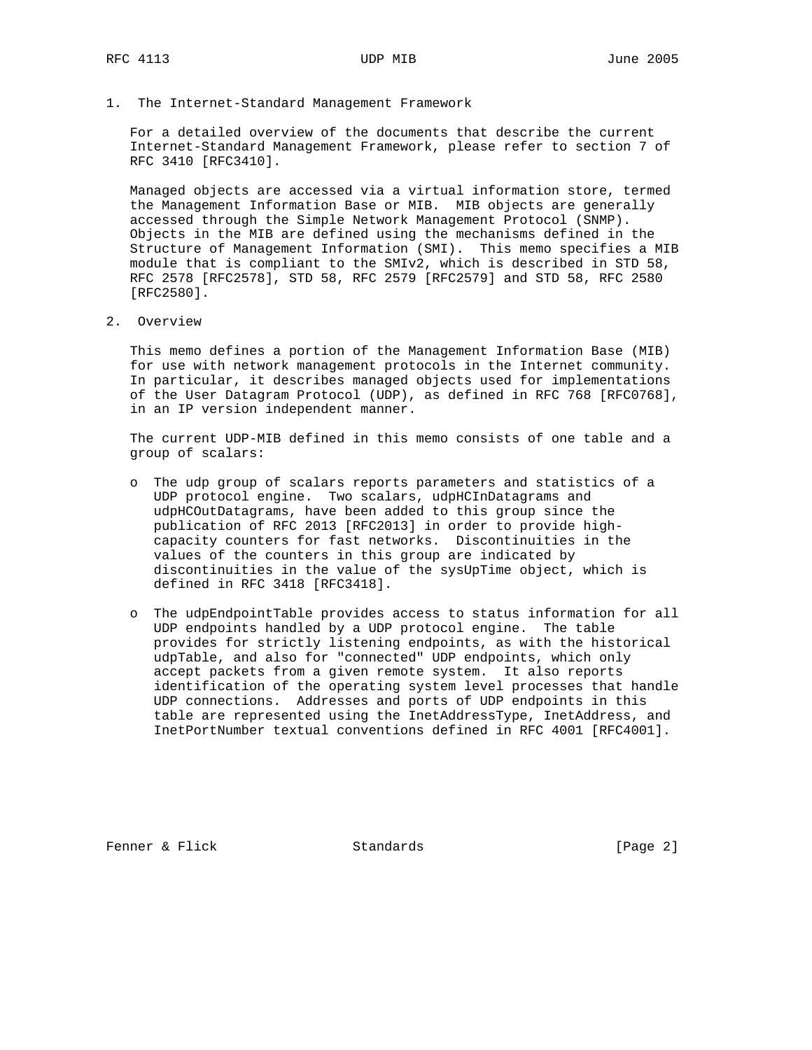## 1. The Internet-Standard Management Framework

For a detailed overview of the documents that describe the current Internet-Standard Management Framework, please refer to section 7 of RFC 3410 [RFC3410].

Managed objects are accessed via a virtual information store, termed the Management Information Base or MIB. MIB objects are generally accessed through the Simple Network Management Protocol (SNMP). Objects in the MIB are defined using the mechanisms defined in the Structure of Management Information (SMI). This memo specifies a MIB module that is compliant to the SMIv2, which is described in STD 58, RFC 2578 [RFC2578], STD 58, RFC 2579 [RFC2579] and STD 58, RFC 2580 [RFC2580].

## 2. Overview

This memo defines a portion of the Management Information Base (MIB) for use with network management protocols in the Internet community. In particular, it describes managed objects used for implementations of the User Datagram Protocol (UDP), as defined in RFC 768 [RFC0768], in an IP version independent manner.

The current UDP-MIB defined in this memo consists of one table and a group of scalars:

- The udp group of scalars reports parameters and statistics of a UDP protocol engine. Two scalars, udpHCInDatagrams and udpHCOutDatagrams, have been added to this group since the publication of RFC 2013 [RFC2013] in order to provide high-capacity counters for fast networks. Discontinuities in the values of the counters in this group are indicated by discontinuities in the value of the sysUpTime object, which is defined in RFC 3418 [RFC3418].

- The udpEndpointTable provides access to status information for all UDP endpoints handled by a UDP protocol engine. The table provides for strictly listening endpoints, as with the historical udpTable, and also for "connected" UDP endpoints, which only accept packets from a given remote system. It also reports identification of the operating system level processes that handle UDP connections. Addresses and ports of UDP endpoints in this table are represented using the InetAddressType, InetAddress, and InetPortNumber textual conventions defined in RFC 4001 [RFC4001].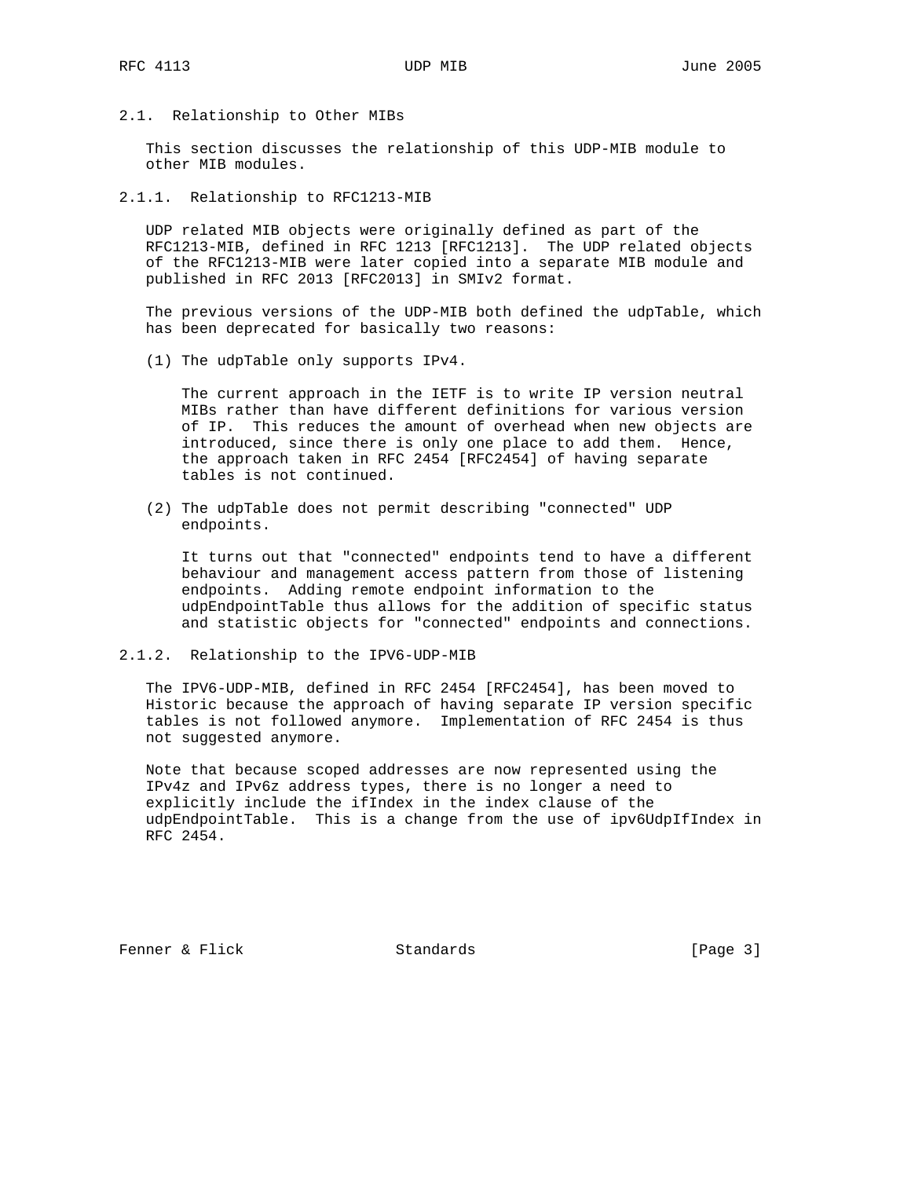## 2.1. Relationship to Other MIBs

This section discusses the relationship of this UDP-MIB module to other MIB modules.

### 2.1.1. Relationship to RFC1213-MIB

UDP related MIB objects were originally defined as part of the RFC1213-MIB, defined in RFC 1213 [RFC1213]. The UDP related objects of the RFC1213-MIB were later copied into a separate MIB module and published in RFC 2013 [RFC2013] in SMIv2 format.

The previous versions of the UDP-MIB both defined the udpTable, which has been deprecated for basically two reasons:

(1) The udpTable only supports IPv4.

The current approach in the IETF is to write IP version neutral MIBs rather than have different definitions for various version of IP. This reduces the amount of overhead when new objects are introduced, since there is only one place to add them. Hence, the approach taken in RFC 2454 [RFC2454] of having separate tables is not continued.

(2) The udpTable does not permit describing "connected" UDP endpoints.

It turns out that "connected" endpoints tend to have a different behaviour and management access pattern from those of listening endpoints. Adding remote endpoint information to the udpEndpointTable thus allows for the addition of specific status and statistic objects for "connected" endpoints and connections.

### 2.1.2. Relationship to the IPV6-UDP-MIB

The IPV6-UDP-MIB, defined in RFC 2454 [RFC2454], has been moved to Historic because the approach of having separate IP version specific tables is not followed anymore. Implementation of RFC 2454 is thus not suggested anymore.

Note that because scoped addresses are now represented using the IPv4z and IPv6z address types, there is no longer a need to explicitly include the ifIndex in the index clause of the udpEndpointTable. This is a change from the use of ipv6UdpIfIndex in RFC 2454.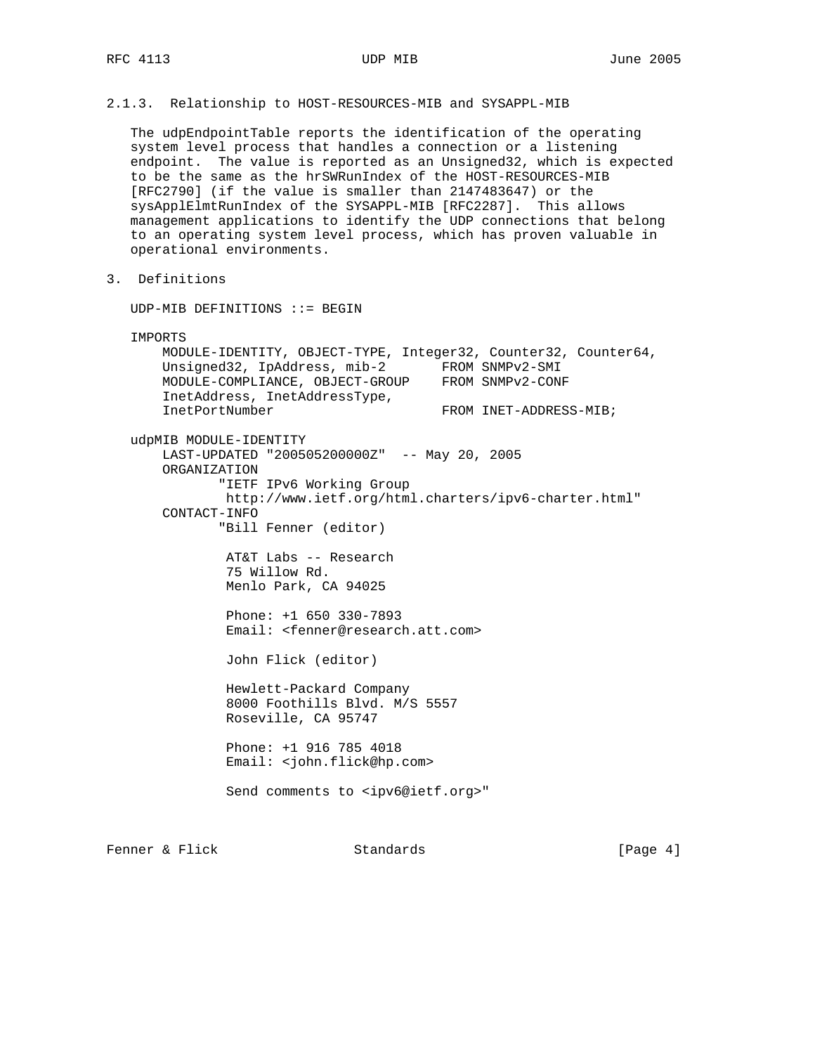### 2.1.3. Relationship to HOST-RESOURCES-MIB and SYSAPPL-MIB

The udpEndpointTable reports the identification of the operating system level process that handles a connection or a listening endpoint. The value is reported as an Unsigned32, which is expected to be the same as the hrSWRunIndex of the HOST-RESOURCES-MIB [RFC2790] (if the value is smaller than 2147483647) or the sysApplElmtRunIndex of the SYSAPPL-MIB [RFC2287]. This allows management applications to identify the UDP connections that belong to an operating system level process, which has proven valuable in operational environments.

## 3. Definitions

```
UDP-MIB DEFINITIONS ::= BEGIN

IMPORTS
    MODULE-IDENTITY, OBJECT-TYPE, Integer32, Counter32, Counter64,
    Unsigned32, IpAddress, mib-2       FROM SNMPv2-SMI
    MODULE-COMPLIANCE, OBJECT-GROUP    FROM SNMPv2-CONF
    InetAddress, InetAddressType,
    InetPortNumber                     FROM INET-ADDRESS-MIB;

udpMIB MODULE-IDENTITY
    LAST-UPDATED "200505200000Z"  -- May 20, 2005
    ORGANIZATION
           "IETF IPv6 Working Group
            http://www.ietf.org/html.charters/ipv6-charter.html"
    CONTACT-INFO
           "Bill Fenner (editor)

            AT&T Labs -- Research
            75 Willow Rd.
            Menlo Park, CA 94025

            Phone: +1 650 330-7893
            Email: <fenner@research.att.com>

            John Flick (editor)

            Hewlett-Packard Company
            8000 Foothills Blvd. M/S 5557
            Roseville, CA 95747

            Phone: +1 916 785 4018
            Email: <john.flick@hp.com>

            Send comments to <ipv6@ietf.org>"
```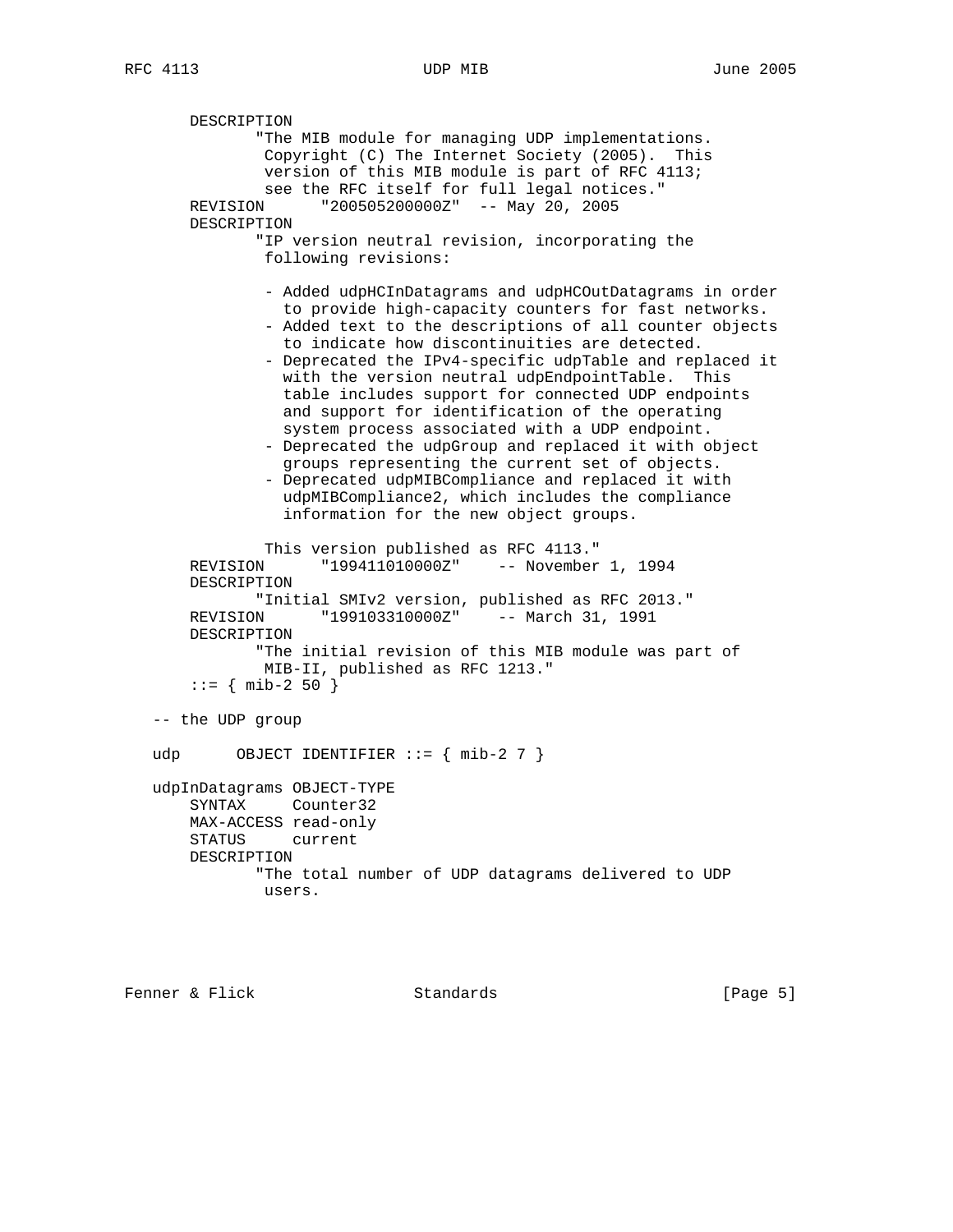```
       DESCRIPTION
              "The MIB module for managing UDP implementations.
               Copyright (C) The Internet Society (2005).  This
               version of this MIB module is part of RFC 4113;
               see the RFC itself for full legal notices."
       REVISION      "200505200000Z"  -- May 20, 2005
       DESCRIPTION
              "IP version neutral revision, incorporating the
               following revisions:

               - Added udpHCInDatagrams and udpHCOutDatagrams in order
                 to provide high-capacity counters for fast networks.
               - Added text to the descriptions of all counter objects
                 to indicate how discontinuities are detected.
               - Deprecated the IPv4-specific udpTable and replaced it
                 with the version neutral udpEndpointTable.  This
                 table includes support for connected UDP endpoints
                 and support for identification of the operating
                 system process associated with a UDP endpoint.
               - Deprecated the udpGroup and replaced it with object
                 groups representing the current set of objects.
               - Deprecated udpMIBCompliance and replaced it with
                 udpMIBCompliance2, which includes the compliance
                 information for the new object groups.

               This version published as RFC 4113."
       REVISION      "199411010000Z"    -- November 1, 1994
       DESCRIPTION
              "Initial SMIv2 version, published as RFC 2013."
       REVISION      "199103310000Z"    -- March 31, 1991
       DESCRIPTION
              "The initial revision of this MIB module was part of
               MIB-II, published as RFC 1213."
       ::= { mib-2 50 }

   -- the UDP group

   udp      OBJECT IDENTIFIER ::= { mib-2 7 }

   udpInDatagrams OBJECT-TYPE
       SYNTAX     Counter32
       MAX-ACCESS read-only
       STATUS     current
       DESCRIPTION
              "The total number of UDP datagrams delivered to UDP
               users.
```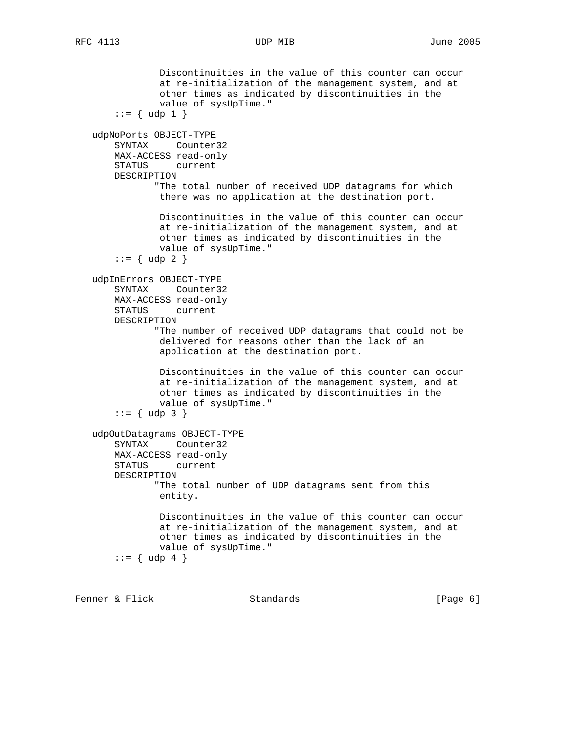```
               Discontinuities in the value of this counter can occur
               at re-initialization of the management system, and at
               other times as indicated by discontinuities in the
               value of sysUpTime."
       ::= { udp 1 }

   udpNoPorts OBJECT-TYPE
       SYNTAX     Counter32
       MAX-ACCESS read-only
       STATUS     current
       DESCRIPTION
              "The total number of received UDP datagrams for which
               there was no application at the destination port.

               Discontinuities in the value of this counter can occur
               at re-initialization of the management system, and at
               other times as indicated by discontinuities in the
               value of sysUpTime."
       ::= { udp 2 }

   udpInErrors OBJECT-TYPE
       SYNTAX     Counter32
       MAX-ACCESS read-only
       STATUS     current
       DESCRIPTION
              "The number of received UDP datagrams that could not be
               delivered for reasons other than the lack of an
               application at the destination port.

               Discontinuities in the value of this counter can occur
               at re-initialization of the management system, and at
               other times as indicated by discontinuities in the
               value of sysUpTime."
       ::= { udp 3 }

   udpOutDatagrams OBJECT-TYPE
       SYNTAX     Counter32
       MAX-ACCESS read-only
       STATUS     current
       DESCRIPTION
              "The total number of UDP datagrams sent from this
               entity.

               Discontinuities in the value of this counter can occur
               at re-initialization of the management system, and at
               other times as indicated by discontinuities in the
               value of sysUpTime."
       ::= { udp 4 }
```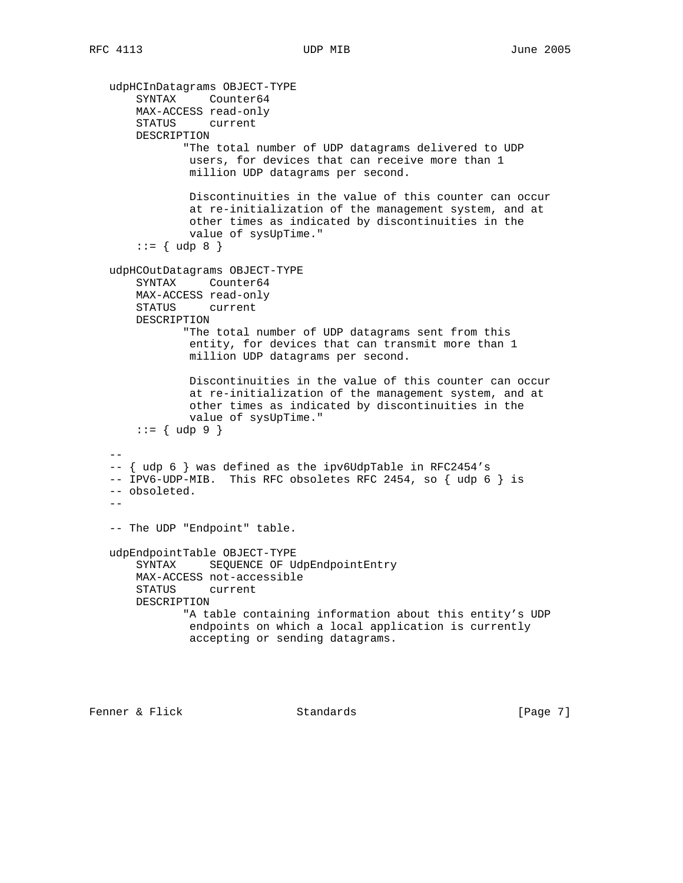```
   udpHCInDatagrams OBJECT-TYPE
       SYNTAX     Counter64
       MAX-ACCESS read-only
       STATUS     current
       DESCRIPTION
              "The total number of UDP datagrams delivered to UDP
               users, for devices that can receive more than 1
               million UDP datagrams per second.

               Discontinuities in the value of this counter can occur
               at re-initialization of the management system, and at
               other times as indicated by discontinuities in the
               value of sysUpTime."
       ::= { udp 8 }

   udpHCOutDatagrams OBJECT-TYPE
       SYNTAX     Counter64
       MAX-ACCESS read-only
       STATUS     current
       DESCRIPTION
              "The total number of UDP datagrams sent from this
               entity, for devices that can transmit more than 1
               million UDP datagrams per second.

               Discontinuities in the value of this counter can occur
               at re-initialization of the management system, and at
               other times as indicated by discontinuities in the
               value of sysUpTime."
       ::= { udp 9 }

   --
   -- { udp 6 } was defined as the ipv6UdpTable in RFC2454's
   -- IPV6-UDP-MIB.  This RFC obsoletes RFC 2454, so { udp 6 } is
   -- obsoleted.
   --

   -- The UDP "Endpoint" table.

   udpEndpointTable OBJECT-TYPE
       SYNTAX     SEQUENCE OF UdpEndpointEntry
       MAX-ACCESS not-accessible
       STATUS     current
       DESCRIPTION
              "A table containing information about this entity's UDP
               endpoints on which a local application is currently
               accepting or sending datagrams.
```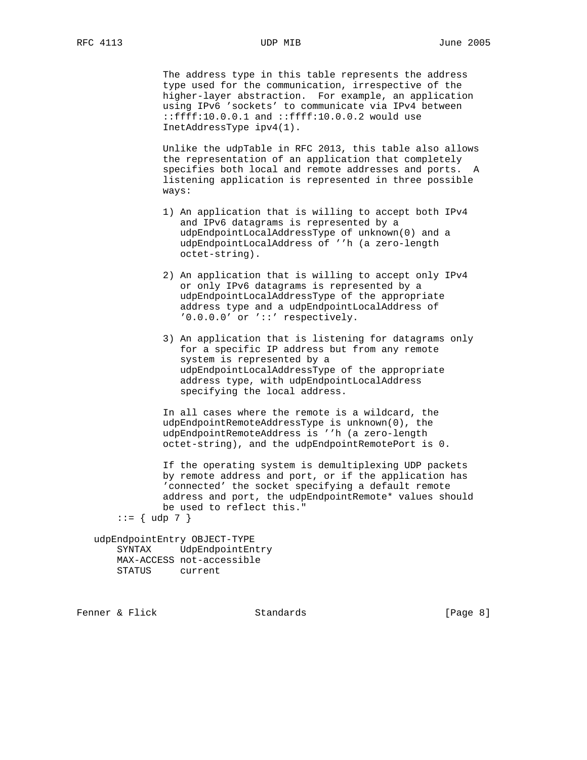```
            The address type in this table represents the address
            type used for the communication, irrespective of the
            higher-layer abstraction.  For example, an application
            using IPv6 'sockets' to communicate via IPv4 between
            ::ffff:10.0.0.1 and ::ffff:10.0.0.2 would use
            InetAddressType ipv4(1).

            Unlike the udpTable in RFC 2013, this table also allows
            the representation of an application that completely
            specifies both local and remote addresses and ports.  A
            listening application is represented in three possible
            ways:

            1) An application that is willing to accept both IPv4
               and IPv6 datagrams is represented by a
               udpEndpointLocalAddressType of unknown(0) and a
               udpEndpointLocalAddress of ''h (a zero-length
               octet-string).

            2) An application that is willing to accept only IPv4
               or only IPv6 datagrams is represented by a
               udpEndpointLocalAddressType of the appropriate
               address type and a udpEndpointLocalAddress of
               '0.0.0.0' or '::' respectively.

            3) An application that is listening for datagrams only
               for a specific IP address but from any remote
               system is represented by a
               udpEndpointLocalAddressType of the appropriate
               address type, with udpEndpointLocalAddress
               specifying the local address.

            In all cases where the remote is a wildcard, the
            udpEndpointRemoteAddressType is unknown(0), the
            udpEndpointRemoteAddress is ''h (a zero-length
            octet-string), and the udpEndpointRemotePort is 0.

            If the operating system is demultiplexing UDP packets
            by remote address and port, or if the application has
            'connected' the socket specifying a default remote
            address and port, the udpEndpointRemote* values should
            be used to reflect this."
    ::= { udp 7 }

udpEndpointEntry OBJECT-TYPE
    SYNTAX     UdpEndpointEntry
    MAX-ACCESS not-accessible
    STATUS     current
```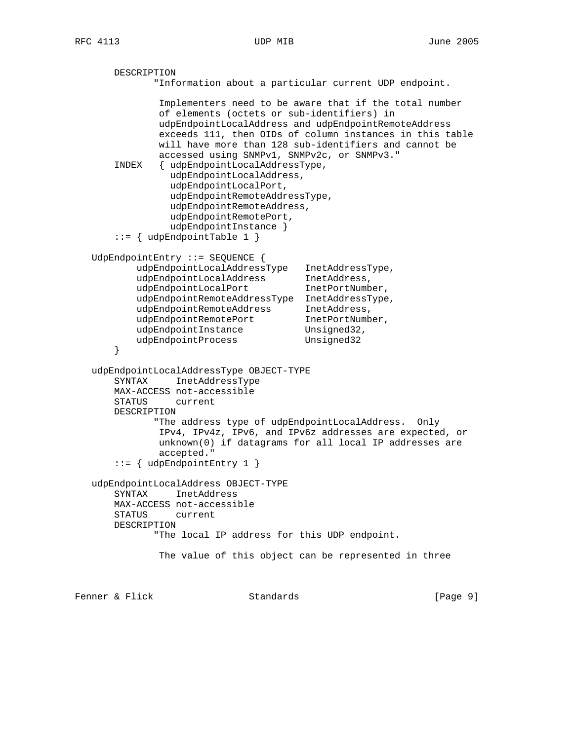```
       DESCRIPTION
              "Information about a particular current UDP endpoint.

               Implementers need to be aware that if the total number
               of elements (octets or sub-identifiers) in
               udpEndpointLocalAddress and udpEndpointRemoteAddress
               exceeds 111, then OIDs of column instances in this table
               will have more than 128 sub-identifiers and cannot be
               accessed using SNMPv1, SNMPv2c, or SNMPv3."
       INDEX   { udpEndpointLocalAddressType,
                 udpEndpointLocalAddress,
                 udpEndpointLocalPort,
                 udpEndpointRemoteAddressType,
                 udpEndpointRemoteAddress,
                 udpEndpointRemotePort,
                 udpEndpointInstance }
       ::= { udpEndpointTable 1 }

   UdpEndpointEntry ::= SEQUENCE {
           udpEndpointLocalAddressType   InetAddressType,
           udpEndpointLocalAddress       InetAddress,
           udpEndpointLocalPort          InetPortNumber,
           udpEndpointRemoteAddressType  InetAddressType,
           udpEndpointRemoteAddress      InetAddress,
           udpEndpointRemotePort         InetPortNumber,
           udpEndpointInstance           Unsigned32,
           udpEndpointProcess            Unsigned32
       }

   udpEndpointLocalAddressType OBJECT-TYPE
       SYNTAX     InetAddressType
       MAX-ACCESS not-accessible
       STATUS     current
       DESCRIPTION
              "The address type of udpEndpointLocalAddress.  Only
               IPv4, IPv4z, IPv6, and IPv6z addresses are expected, or
               unknown(0) if datagrams for all local IP addresses are
               accepted."
       ::= { udpEndpointEntry 1 }

   udpEndpointLocalAddress OBJECT-TYPE
       SYNTAX     InetAddress
       MAX-ACCESS not-accessible
       STATUS     current
       DESCRIPTION
              "The local IP address for this UDP endpoint.

               The value of this object can be represented in three
```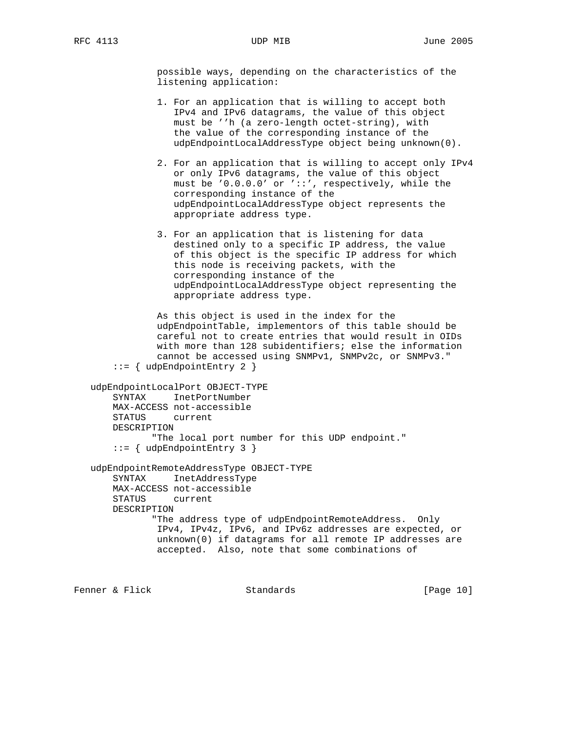```
              possible ways, depending on the characteristics of the
              listening application:

              1. For an application that is willing to accept both
                 IPv4 and IPv6 datagrams, the value of this object
                 must be ''h (a zero-length octet-string), with
                 the value of the corresponding instance of the
                 udpEndpointLocalAddressType object being unknown(0).

              2. For an application that is willing to accept only IPv4
                 or only IPv6 datagrams, the value of this object
                 must be '0.0.0.0' or '::', respectively, while the
                 corresponding instance of the
                 udpEndpointLocalAddressType object represents the
                 appropriate address type.

              3. For an application that is listening for data
                 destined only to a specific IP address, the value
                 of this object is the specific IP address for which
                 this node is receiving packets, with the
                 corresponding instance of the
                 udpEndpointLocalAddressType object representing the
                 appropriate address type.

              As this object is used in the index for the
              udpEndpointTable, implementors of this table should be
              careful not to create entries that would result in OIDs
              with more than 128 subidentifiers; else the information
              cannot be accessed using SNMPv1, SNMPv2c, or SNMPv3."
        ::= { udpEndpointEntry 2 }

    udpEndpointLocalPort OBJECT-TYPE
        SYNTAX     InetPortNumber
        MAX-ACCESS not-accessible
        STATUS     current
        DESCRIPTION
             "The local port number for this UDP endpoint."
        ::= { udpEndpointEntry 3 }

    udpEndpointRemoteAddressType OBJECT-TYPE
        SYNTAX     InetAddressType
        MAX-ACCESS not-accessible
        STATUS     current
        DESCRIPTION
             "The address type of udpEndpointRemoteAddress.  Only
              IPv4, IPv4z, IPv6, and IPv6z addresses are expected, or
              unknown(0) if datagrams for all remote IP addresses are
              accepted.  Also, note that some combinations of
```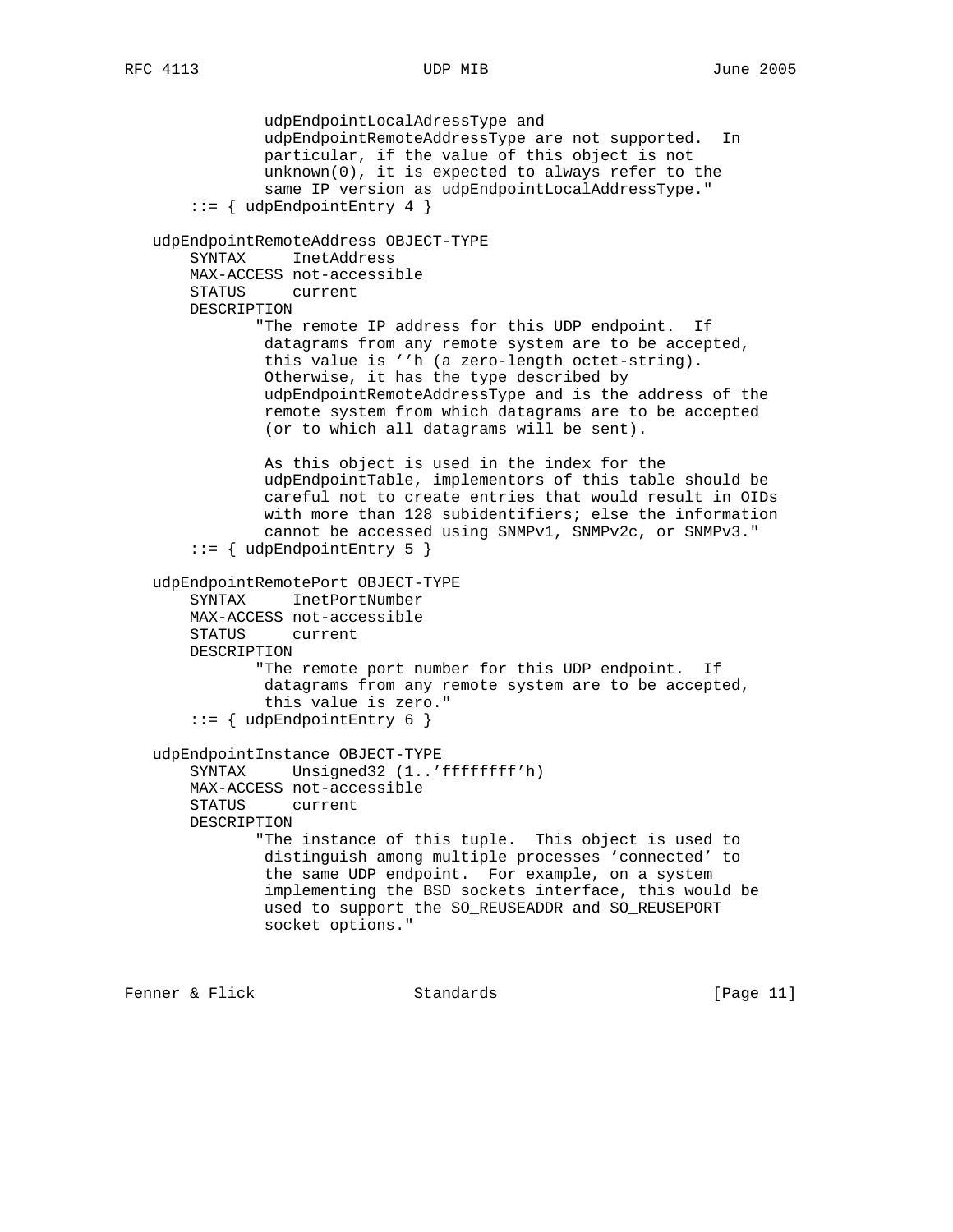```
              udpEndpointLocalAdressType and
              udpEndpointRemoteAddressType are not supported.  In
              particular, if the value of this object is not
              unknown(0), it is expected to always refer to the
              same IP version as udpEndpointLocalAddressType."
       ::= { udpEndpointEntry 4 }

   udpEndpointRemoteAddress OBJECT-TYPE
       SYNTAX     InetAddress
       MAX-ACCESS not-accessible
       STATUS     current
       DESCRIPTION
              "The remote IP address for this UDP endpoint.  If
              datagrams from any remote system are to be accepted,
              this value is ''h (a zero-length octet-string).
              Otherwise, it has the type described by
              udpEndpointRemoteAddressType and is the address of the
              remote system from which datagrams are to be accepted
              (or to which all datagrams will be sent).

              As this object is used in the index for the
              udpEndpointTable, implementors of this table should be
              careful not to create entries that would result in OIDs
              with more than 128 subidentifiers; else the information
              cannot be accessed using SNMPv1, SNMPv2c, or SNMPv3."
       ::= { udpEndpointEntry 5 }

   udpEndpointRemotePort OBJECT-TYPE
       SYNTAX     InetPortNumber
       MAX-ACCESS not-accessible
       STATUS     current
       DESCRIPTION
              "The remote port number for this UDP endpoint.  If
              datagrams from any remote system are to be accepted,
              this value is zero."
       ::= { udpEndpointEntry 6 }

   udpEndpointInstance OBJECT-TYPE
       SYNTAX     Unsigned32 (1..'ffffffff'h)
       MAX-ACCESS not-accessible
       STATUS     current
       DESCRIPTION
              "The instance of this tuple.  This object is used to
              distinguish among multiple processes 'connected' to
              the same UDP endpoint.  For example, on a system
              implementing the BSD sockets interface, this would be
              used to support the SO_REUSEADDR and SO_REUSEPORT
              socket options."
```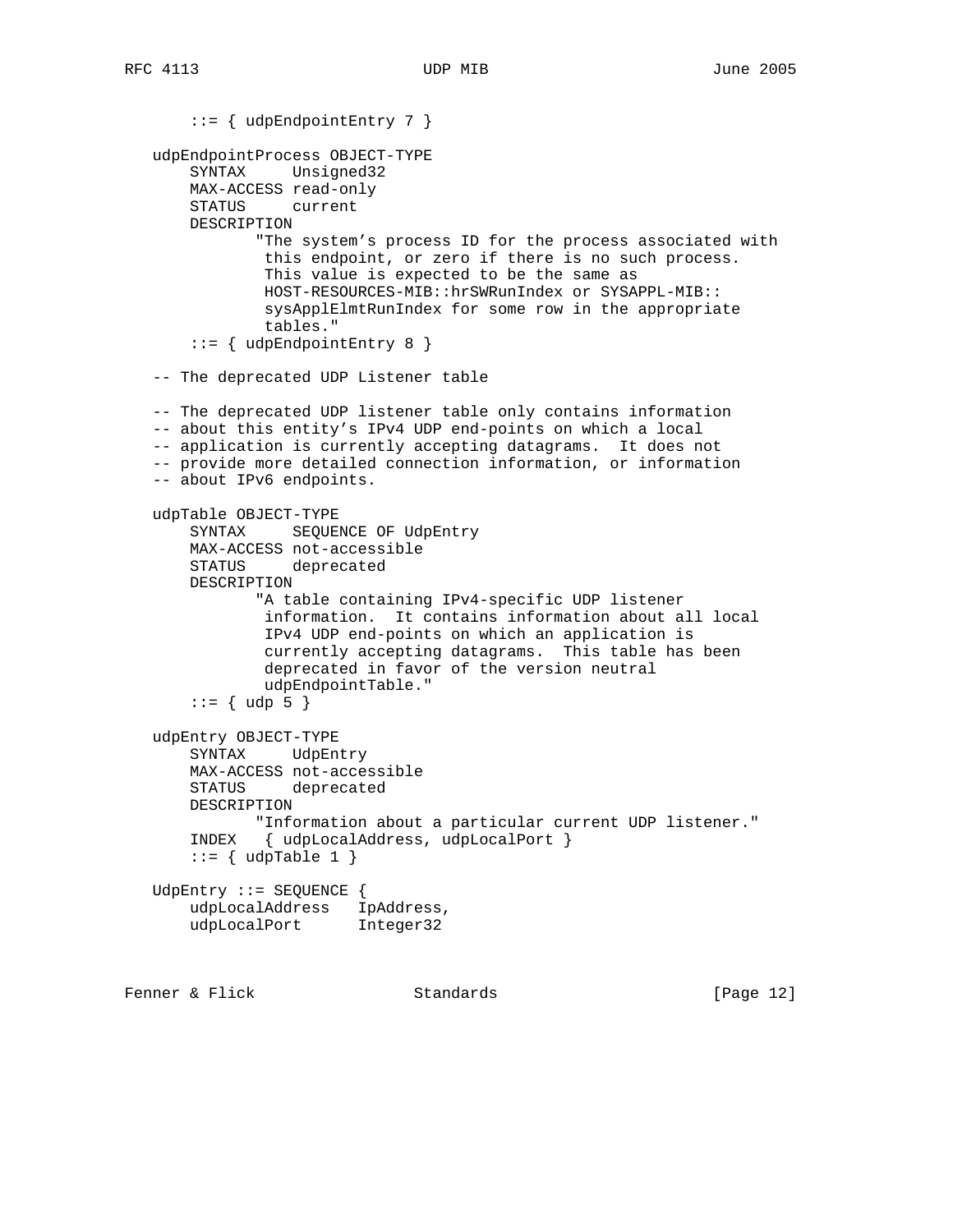```
       ::= { udpEndpointEntry 7 }

   udpEndpointProcess OBJECT-TYPE
       SYNTAX     Unsigned32
       MAX-ACCESS read-only
       STATUS     current
       DESCRIPTION
              "The system's process ID for the process associated with
               this endpoint, or zero if there is no such process.
               This value is expected to be the same as
               HOST-RESOURCES-MIB::hrSWRunIndex or SYSAPPL-MIB::
               sysApplElmtRunIndex for some row in the appropriate
               tables."
       ::= { udpEndpointEntry 8 }

   -- The deprecated UDP Listener table

   -- The deprecated UDP listener table only contains information
   -- about this entity's IPv4 UDP end-points on which a local
   -- application is currently accepting datagrams.  It does not
   -- provide more detailed connection information, or information
   -- about IPv6 endpoints.

   udpTable OBJECT-TYPE
       SYNTAX     SEQUENCE OF UdpEntry
       MAX-ACCESS not-accessible
       STATUS     deprecated
       DESCRIPTION
              "A table containing IPv4-specific UDP listener
               information.  It contains information about all local
               IPv4 UDP end-points on which an application is
               currently accepting datagrams.  This table has been
               deprecated in favor of the version neutral
               udpEndpointTable."
       ::= { udp 5 }

   udpEntry OBJECT-TYPE
       SYNTAX     UdpEntry
       MAX-ACCESS not-accessible
       STATUS     deprecated
       DESCRIPTION
              "Information about a particular current UDP listener."
       INDEX   { udpLocalAddress, udpLocalPort }
       ::= { udpTable 1 }

   UdpEntry ::= SEQUENCE {
       udpLocalAddress   IpAddress,
       udpLocalPort      Integer32
```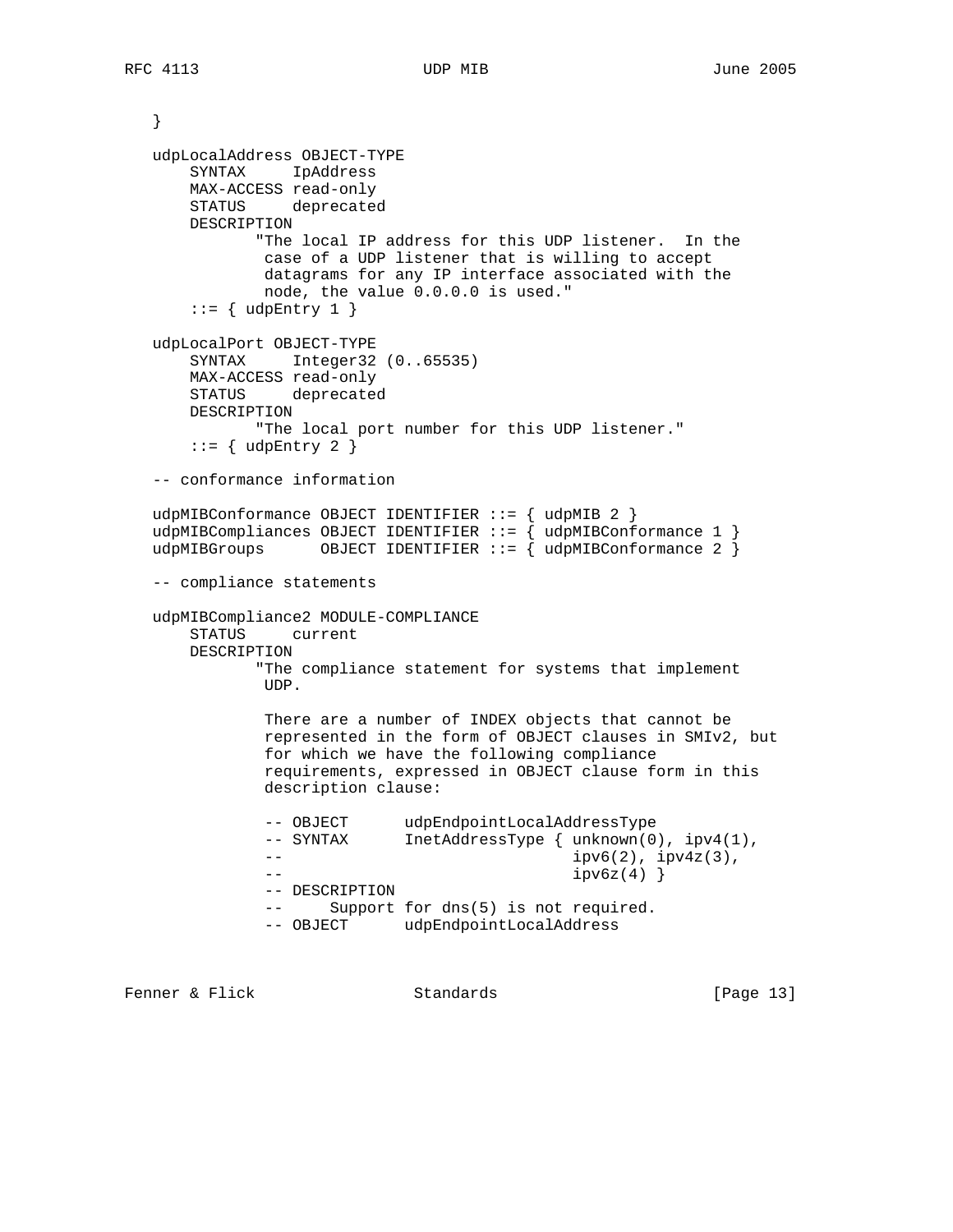```
   }

   udpLocalAddress OBJECT-TYPE
       SYNTAX     IpAddress
       MAX-ACCESS read-only
       STATUS     deprecated
       DESCRIPTION
              "The local IP address for this UDP listener.  In the
               case of a UDP listener that is willing to accept
               datagrams for any IP interface associated with the
               node, the value 0.0.0.0 is used."
       ::= { udpEntry 1 }

   udpLocalPort OBJECT-TYPE
       SYNTAX     Integer32 (0..65535)
       MAX-ACCESS read-only
       STATUS     deprecated
       DESCRIPTION
              "The local port number for this UDP listener."
       ::= { udpEntry 2 }

   -- conformance information

   udpMIBConformance OBJECT IDENTIFIER ::= { udpMIB 2 }
   udpMIBCompliances OBJECT IDENTIFIER ::= { udpMIBConformance 1 }
   udpMIBGroups      OBJECT IDENTIFIER ::= { udpMIBConformance 2 }

   -- compliance statements

   udpMIBCompliance2 MODULE-COMPLIANCE
       STATUS     current
       DESCRIPTION
              "The compliance statement for systems that implement
               UDP.

               There are a number of INDEX objects that cannot be
               represented in the form of OBJECT clauses in SMIv2, but
               for which we have the following compliance
               requirements, expressed in OBJECT clause form in this
               description clause:

               -- OBJECT      udpEndpointLocalAddressType
               -- SYNTAX      InetAddressType { unknown(0), ipv4(1),
               --                               ipv6(2), ipv4z(3),
               --                               ipv6z(4) }
               -- DESCRIPTION
               --     Support for dns(5) is not required.
               -- OBJECT      udpEndpointLocalAddress
```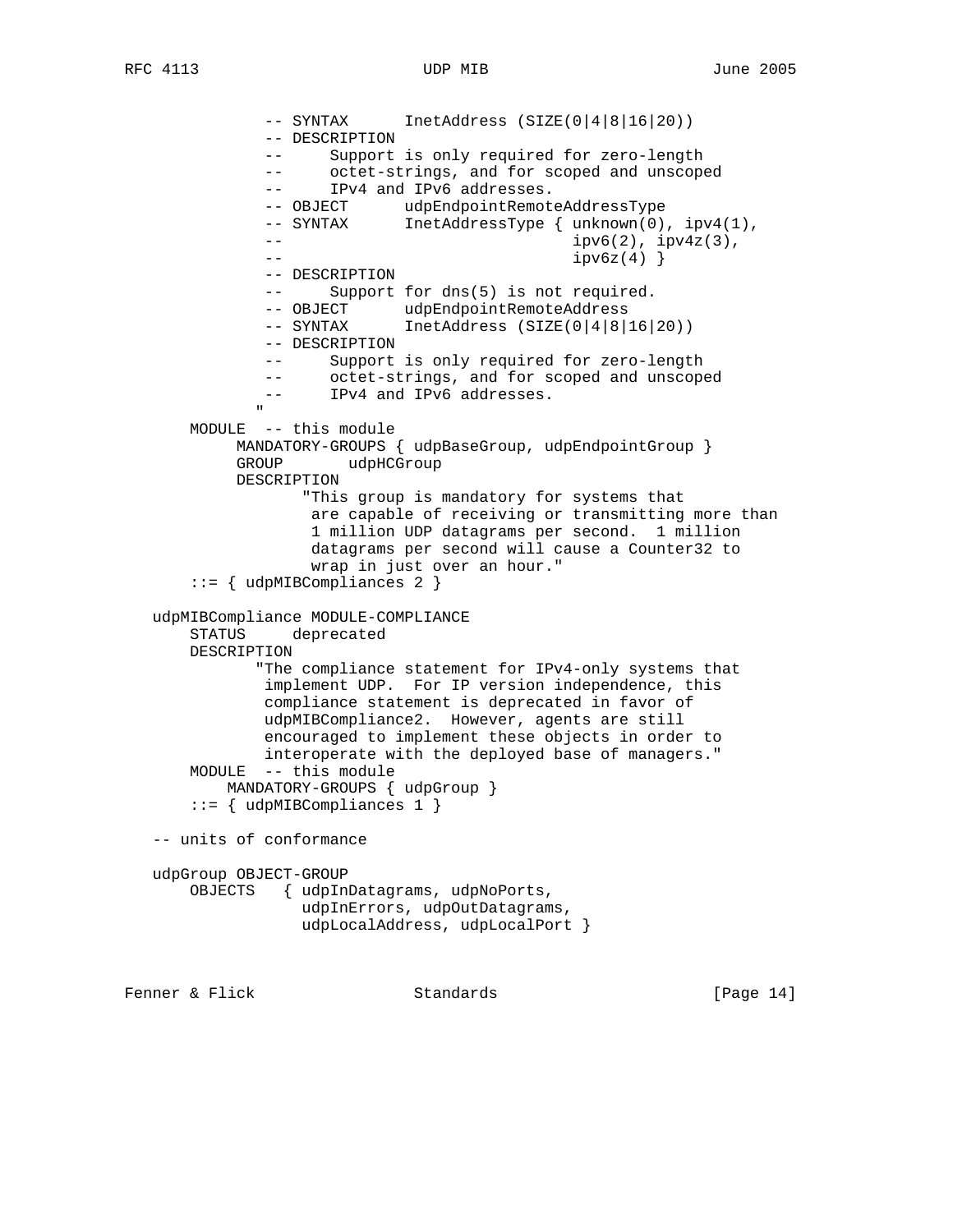```
              -- SYNTAX      InetAddress (SIZE(0|4|8|16|20))
              -- DESCRIPTION
              --     Support is only required for zero-length
              --     octet-strings, and for scoped and unscoped
              --     IPv4 and IPv6 addresses.
              -- OBJECT      udpEndpointRemoteAddressType
              -- SYNTAX      InetAddressType { unknown(0), ipv4(1),
              --                               ipv6(2), ipv4z(3),
              --                               ipv6z(4) }
              -- DESCRIPTION
              --     Support for dns(5) is not required.
              -- OBJECT      udpEndpointRemoteAddress
              -- SYNTAX      InetAddress (SIZE(0|4|8|16|20))
              -- DESCRIPTION
              --     Support is only required for zero-length
              --     octet-strings, and for scoped and unscoped
              --     IPv4 and IPv6 addresses.
             "
       MODULE  -- this module
            MANDATORY-GROUPS { udpBaseGroup, udpEndpointGroup }
            GROUP       udpHCGroup
            DESCRIPTION
                   "This group is mandatory for systems that
                    are capable of receiving or transmitting more than
                    1 million UDP datagrams per second.  1 million
                    datagrams per second will cause a Counter32 to
                    wrap in just over an hour."
       ::= { udpMIBCompliances 2 }

   udpMIBCompliance MODULE-COMPLIANCE
       STATUS     deprecated
       DESCRIPTION
              "The compliance statement for IPv4-only systems that
               implement UDP.  For IP version independence, this
               compliance statement is deprecated in favor of
               udpMIBCompliance2.  However, agents are still
               encouraged to implement these objects in order to
               interoperate with the deployed base of managers."
       MODULE  -- this module
           MANDATORY-GROUPS { udpGroup }
       ::= { udpMIBCompliances 1 }

   -- units of conformance

   udpGroup OBJECT-GROUP
       OBJECTS   { udpInDatagrams, udpNoPorts,
                   udpInErrors, udpOutDatagrams,
                   udpLocalAddress, udpLocalPort }
```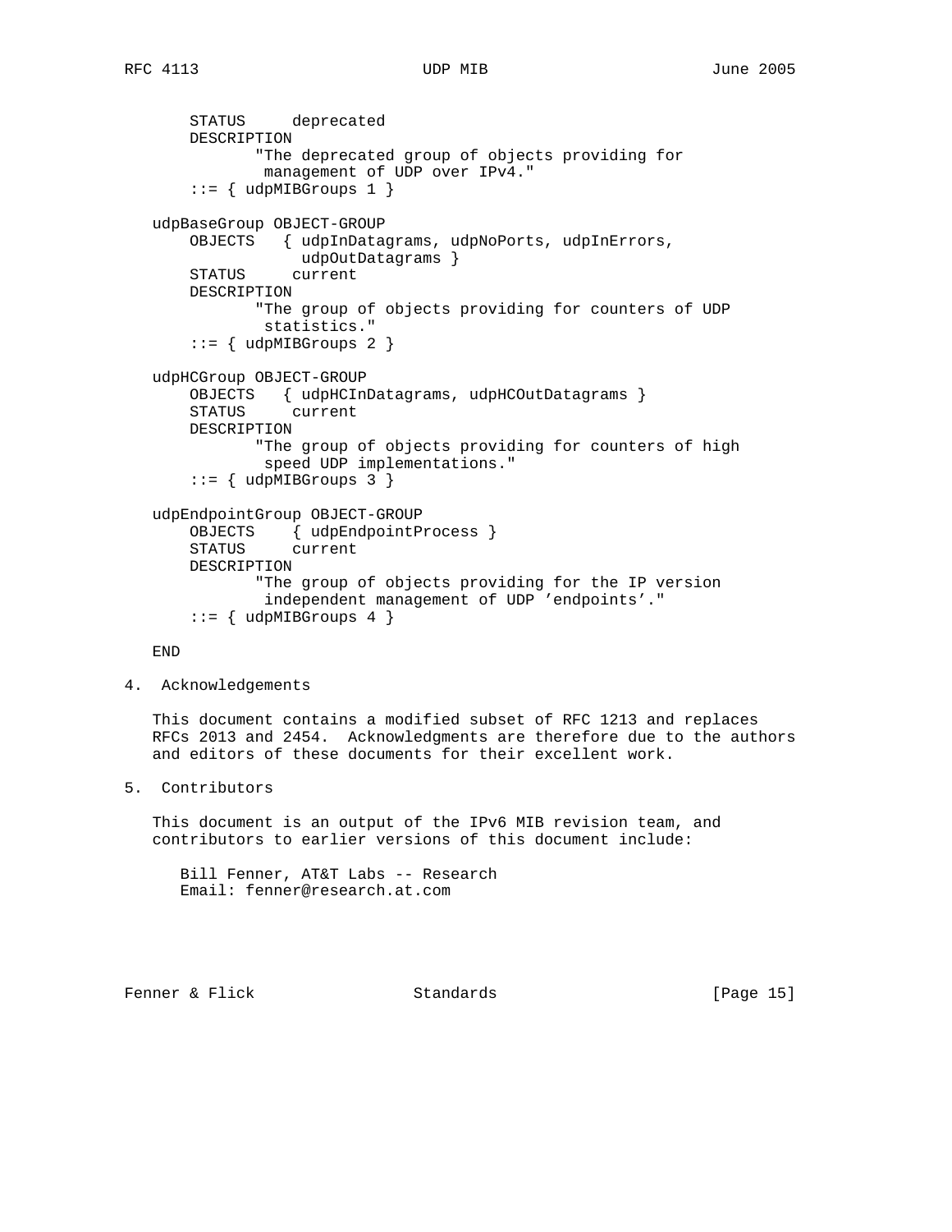```
       STATUS     deprecated
       DESCRIPTION
              "The deprecated group of objects providing for
               management of UDP over IPv4."
       ::= { udpMIBGroups 1 }

   udpBaseGroup OBJECT-GROUP
       OBJECTS   { udpInDatagrams, udpNoPorts, udpInErrors,
                   udpOutDatagrams }
       STATUS     current
       DESCRIPTION
              "The group of objects providing for counters of UDP
               statistics."
       ::= { udpMIBGroups 2 }

   udpHCGroup OBJECT-GROUP
       OBJECTS   { udpHCInDatagrams, udpHCOutDatagrams }
       STATUS     current
       DESCRIPTION
              "The group of objects providing for counters of high
               speed UDP implementations."
       ::= { udpMIBGroups 3 }

   udpEndpointGroup OBJECT-GROUP
       OBJECTS    { udpEndpointProcess }
       STATUS     current
       DESCRIPTION
              "The group of objects providing for the IP version
               independent management of UDP 'endpoints'."
       ::= { udpMIBGroups 4 }

   END
```

## 4. Acknowledgements

This document contains a modified subset of RFC 1213 and replaces RFCs 2013 and 2454. Acknowledgments are therefore due to the authors and editors of these documents for their excellent work.

## 5. Contributors

This document is an output of the IPv6 MIB revision team, and contributors to earlier versions of this document include:

Bill Fenner, AT&T Labs -- Research
Email: fenner@research.at.com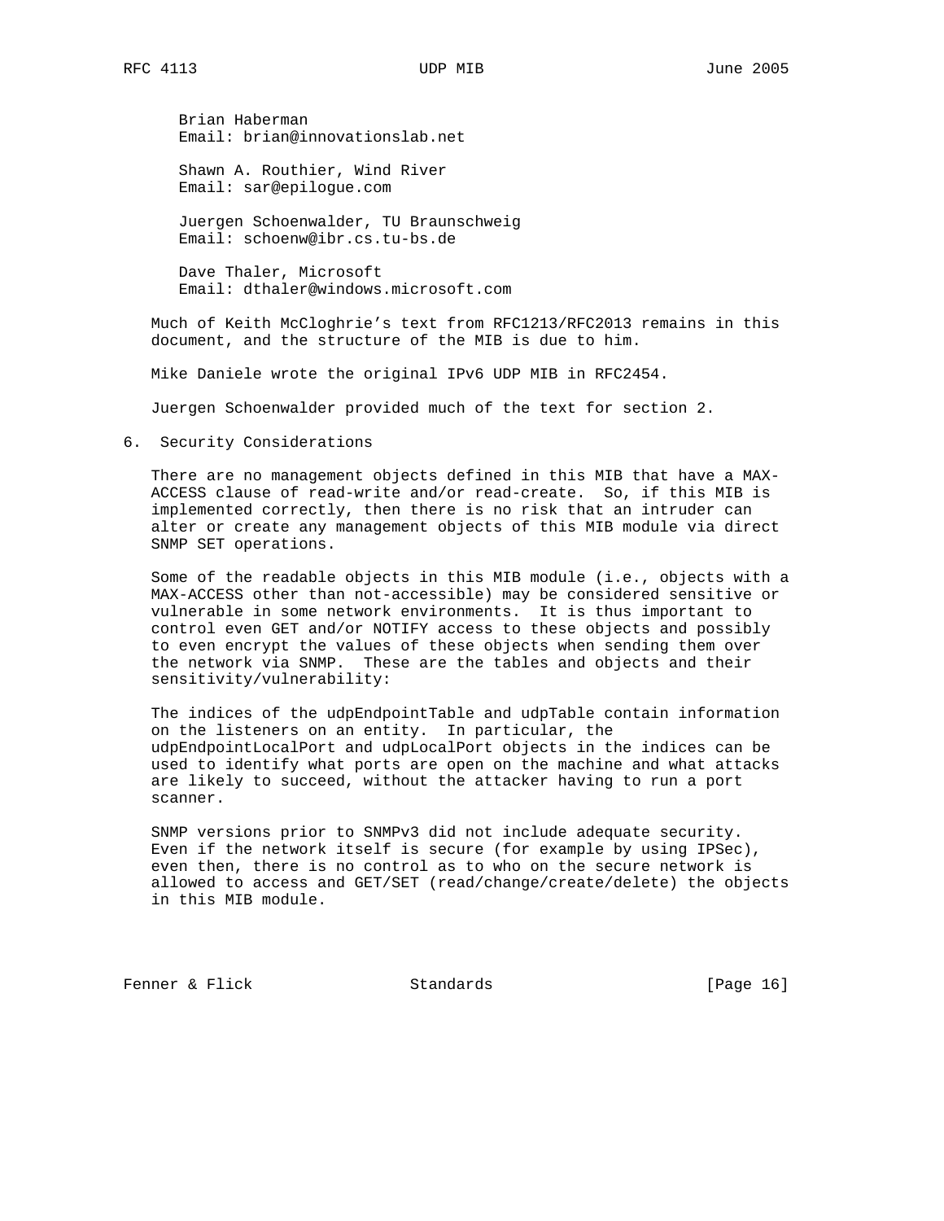Brian Haberman
Email: brian@innovationslab.net

Shawn A. Routhier, Wind River
Email: sar@epilogue.com

Juergen Schoenwalder, TU Braunschweig
Email: schoenw@ibr.cs.tu-bs.de

Dave Thaler, Microsoft
Email: dthaler@windows.microsoft.com

Much of Keith McCloghrie's text from RFC1213/RFC2013 remains in this document, and the structure of the MIB is due to him.

Mike Daniele wrote the original IPv6 UDP MIB in RFC2454.

Juergen Schoenwalder provided much of the text for section 2.

## 6. Security Considerations

There are no management objects defined in this MIB that have a MAX-ACCESS clause of read-write and/or read-create. So, if this MIB is implemented correctly, then there is no risk that an intruder can alter or create any management objects of this MIB module via direct SNMP SET operations.

Some of the readable objects in this MIB module (i.e., objects with a MAX-ACCESS other than not-accessible) may be considered sensitive or vulnerable in some network environments. It is thus important to control even GET and/or NOTIFY access to these objects and possibly to even encrypt the values of these objects when sending them over the network via SNMP. These are the tables and objects and their sensitivity/vulnerability:

The indices of the udpEndpointTable and udpTable contain information on the listeners on an entity. In particular, the udpEndpointLocalPort and udpLocalPort objects in the indices can be used to identify what ports are open on the machine and what attacks are likely to succeed, without the attacker having to run a port scanner.

SNMP versions prior to SNMPv3 did not include adequate security. Even if the network itself is secure (for example by using IPSec), even then, there is no control as to who on the secure network is allowed to access and GET/SET (read/change/create/delete) the objects in this MIB module.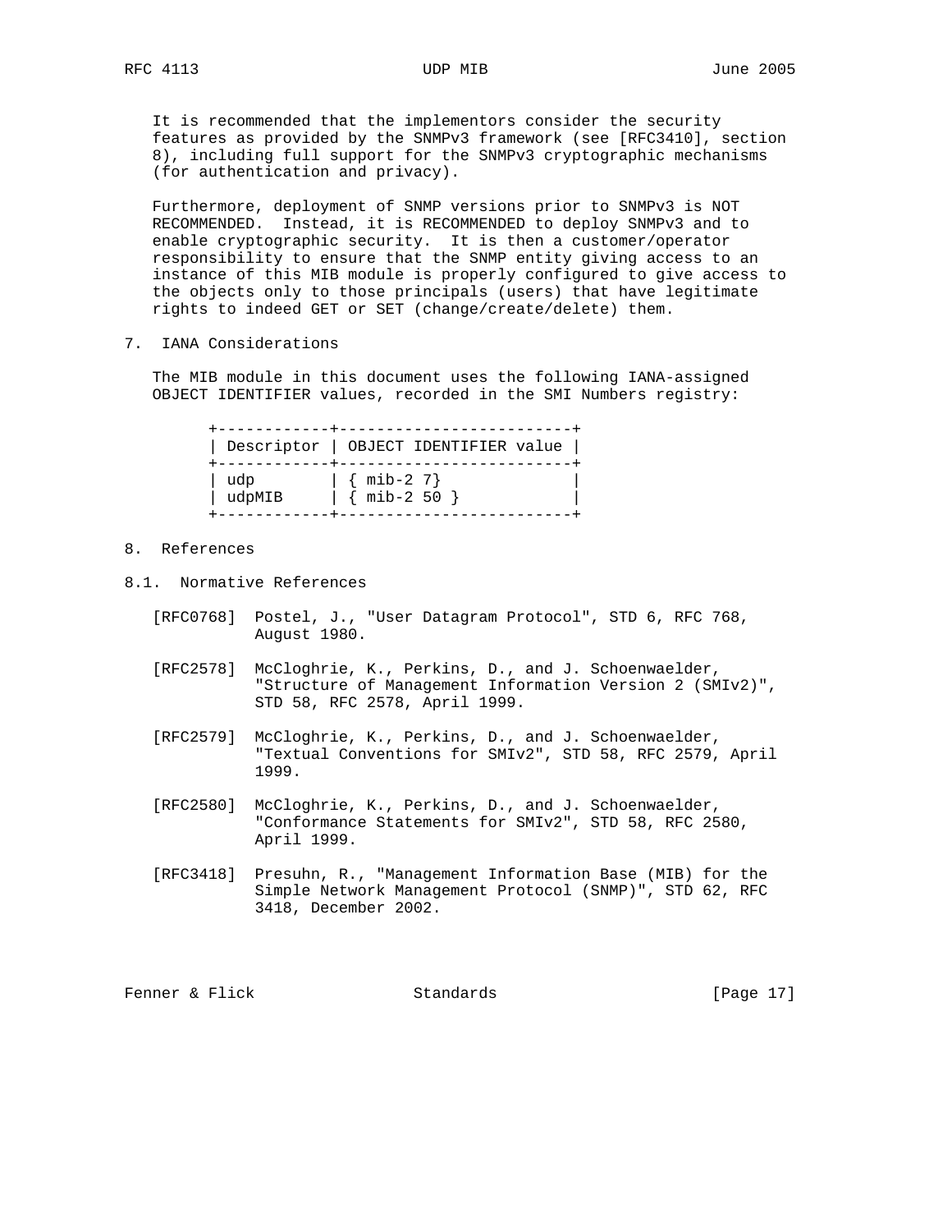It is recommended that the implementors consider the security features as provided by the SNMPv3 framework (see [RFC3410], section 8), including full support for the SNMPv3 cryptographic mechanisms (for authentication and privacy).

Furthermore, deployment of SNMP versions prior to SNMPv3 is NOT RECOMMENDED. Instead, it is RECOMMENDED to deploy SNMPv3 and to enable cryptographic security. It is then a customer/operator responsibility to ensure that the SNMP entity giving access to an instance of this MIB module is properly configured to give access to the objects only to those principals (users) that have legitimate rights to indeed GET or SET (change/create/delete) them.

## 7. IANA Considerations

The MIB module in this document uses the following IANA-assigned OBJECT IDENTIFIER values, recorded in the SMI Numbers registry:

| Descriptor | OBJECT IDENTIFIER value |
|---|---|
| udp | { mib-2 7} |
| udpMIB | { mib-2 50 } |

## 8. References

### 8.1. Normative References

[RFC0768] Postel, J., "User Datagram Protocol", STD 6, RFC 768, August 1980.

[RFC2578] McCloghrie, K., Perkins, D., and J. Schoenwaelder, "Structure of Management Information Version 2 (SMIv2)", STD 58, RFC 2578, April 1999.

[RFC2579] McCloghrie, K., Perkins, D., and J. Schoenwaelder, "Textual Conventions for SMIv2", STD 58, RFC 2579, April 1999.

[RFC2580] McCloghrie, K., Perkins, D., and J. Schoenwaelder, "Conformance Statements for SMIv2", STD 58, RFC 2580, April 1999.

[RFC3418] Presuhn, R., "Management Information Base (MIB) for the Simple Network Management Protocol (SNMP)", STD 62, RFC 3418, December 2002.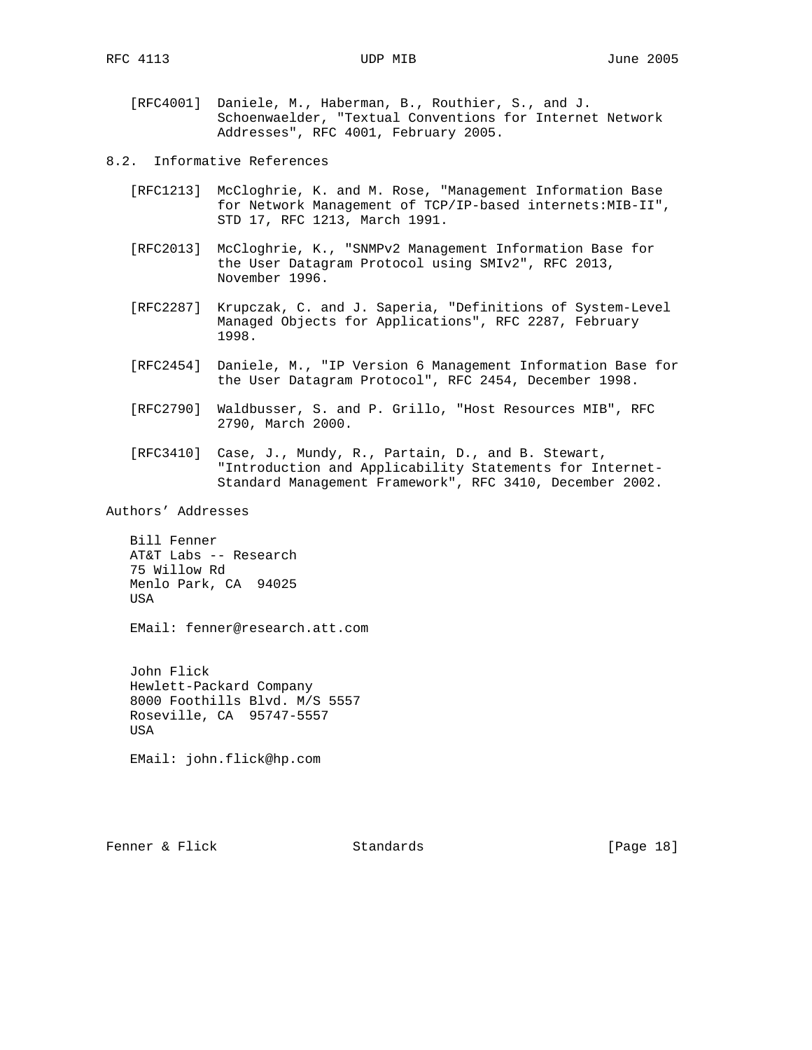[RFC4001] Daniele, M., Haberman, B., Routhier, S., and J. Schoenwaelder, "Textual Conventions for Internet Network Addresses", RFC 4001, February 2005.

## 8.2. Informative References

[RFC1213] McCloghrie, K. and M. Rose, "Management Information Base for Network Management of TCP/IP-based internets:MIB-II", STD 17, RFC 1213, March 1991.

[RFC2013] McCloghrie, K., "SNMPv2 Management Information Base for the User Datagram Protocol using SMIv2", RFC 2013, November 1996.

[RFC2287] Krupczak, C. and J. Saperia, "Definitions of System-Level Managed Objects for Applications", RFC 2287, February 1998.

[RFC2454] Daniele, M., "IP Version 6 Management Information Base for the User Datagram Protocol", RFC 2454, December 1998.

[RFC2790] Waldbusser, S. and P. Grillo, "Host Resources MIB", RFC 2790, March 2000.

[RFC3410] Case, J., Mundy, R., Partain, D., and B. Stewart, "Introduction and Applicability Statements for Internet-Standard Management Framework", RFC 3410, December 2002.

## Authors' Addresses

Bill Fenner
AT&T Labs -- Research
75 Willow Rd
Menlo Park, CA 94025
USA

EMail: fenner@research.att.com

John Flick
Hewlett-Packard Company
8000 Foothills Blvd. M/S 5557
Roseville, CA 95747-5557
USA

EMail: john.flick@hp.com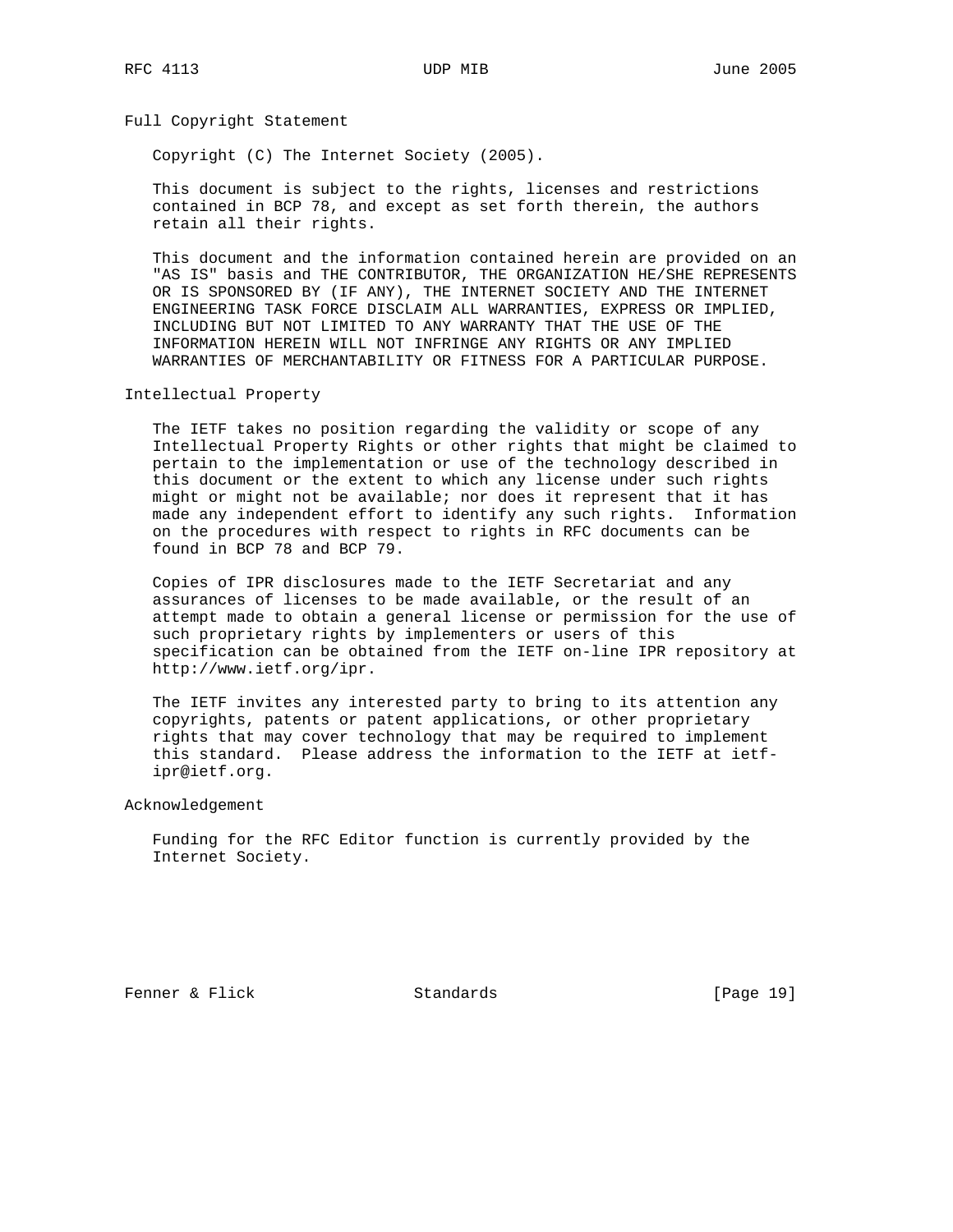## Full Copyright Statement

Copyright (C) The Internet Society (2005).

This document is subject to the rights, licenses and restrictions contained in BCP 78, and except as set forth therein, the authors retain all their rights.

This document and the information contained herein are provided on an "AS IS" basis and THE CONTRIBUTOR, THE ORGANIZATION HE/SHE REPRESENTS OR IS SPONSORED BY (IF ANY), THE INTERNET SOCIETY AND THE INTERNET ENGINEERING TASK FORCE DISCLAIM ALL WARRANTIES, EXPRESS OR IMPLIED, INCLUDING BUT NOT LIMITED TO ANY WARRANTY THAT THE USE OF THE INFORMATION HEREIN WILL NOT INFRINGE ANY RIGHTS OR ANY IMPLIED WARRANTIES OF MERCHANTABILITY OR FITNESS FOR A PARTICULAR PURPOSE.

## Intellectual Property

The IETF takes no position regarding the validity or scope of any Intellectual Property Rights or other rights that might be claimed to pertain to the implementation or use of the technology described in this document or the extent to which any license under such rights might or might not be available; nor does it represent that it has made any independent effort to identify any such rights. Information on the procedures with respect to rights in RFC documents can be found in BCP 78 and BCP 79.

Copies of IPR disclosures made to the IETF Secretariat and any assurances of licenses to be made available, or the result of an attempt made to obtain a general license or permission for the use of such proprietary rights by implementers or users of this specification can be obtained from the IETF on-line IPR repository at http://www.ietf.org/ipr.

The IETF invites any interested party to bring to its attention any copyrights, patents or patent applications, or other proprietary rights that may cover technology that may be required to implement this standard. Please address the information to the IETF at ietf-ipr@ietf.org.

## Acknowledgement

Funding for the RFC Editor function is currently provided by the Internet Society.